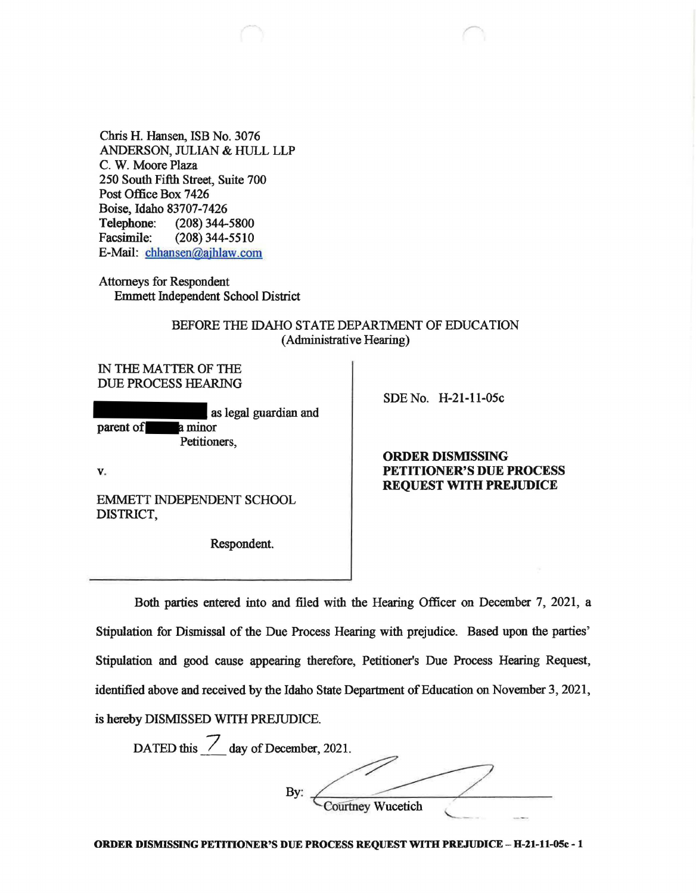Chris H. Hansen, ISB No. 3076
ANDERSON, JULIAN & HULL LLP
C. W. Moore Plaza
250 South Fifth Street, Suite 700
Post Office Box 7426
Boise, Idaho 83707-7426
**Telephone:** (208) 344-5800
Facsimile: (208) 344-5510
E-Mail: chhansen@ajhlaw.com

Attorneys for Respondent
Emmett Independent School District

BEFORE THE IDAHO STATE DEPARTMENT OF EDUCATION
(Administrative Hearing)

IN THE MATTER OF THE DUE PROCESS HEARING

[REDACTED] as legal guardian and parent of [REDACTED] a minor
Petitioners,

v.

EMMETT INDEPENDENT SCHOOL DISTRICT,

Respondent.

SDE No. H-21-11-05c

**ORDER DISMISSING PETITIONER'S DUE PROCESS REQUEST WITH PREJUDICE**

Both parties entered into and filed with the Hearing Officer on December 7, 2021, a Stipulation for Dismissal of the Due Process Hearing with prejudice. Based upon the parties' Stipulation and good cause appearing therefore, Petitioner's Due Process Hearing Request, identified above and received by the Idaho State Department of Education on November 3, 2021, is hereby DISMISSED WITH PREJUDICE.

DATED this 7 day of December, 2021.

By: ______________________
Courtney Wucetich

**ORDER DISMISSING PETITIONER'S DUE PROCESS REQUEST WITH PREJUDICE – H-21-11-05c - 1**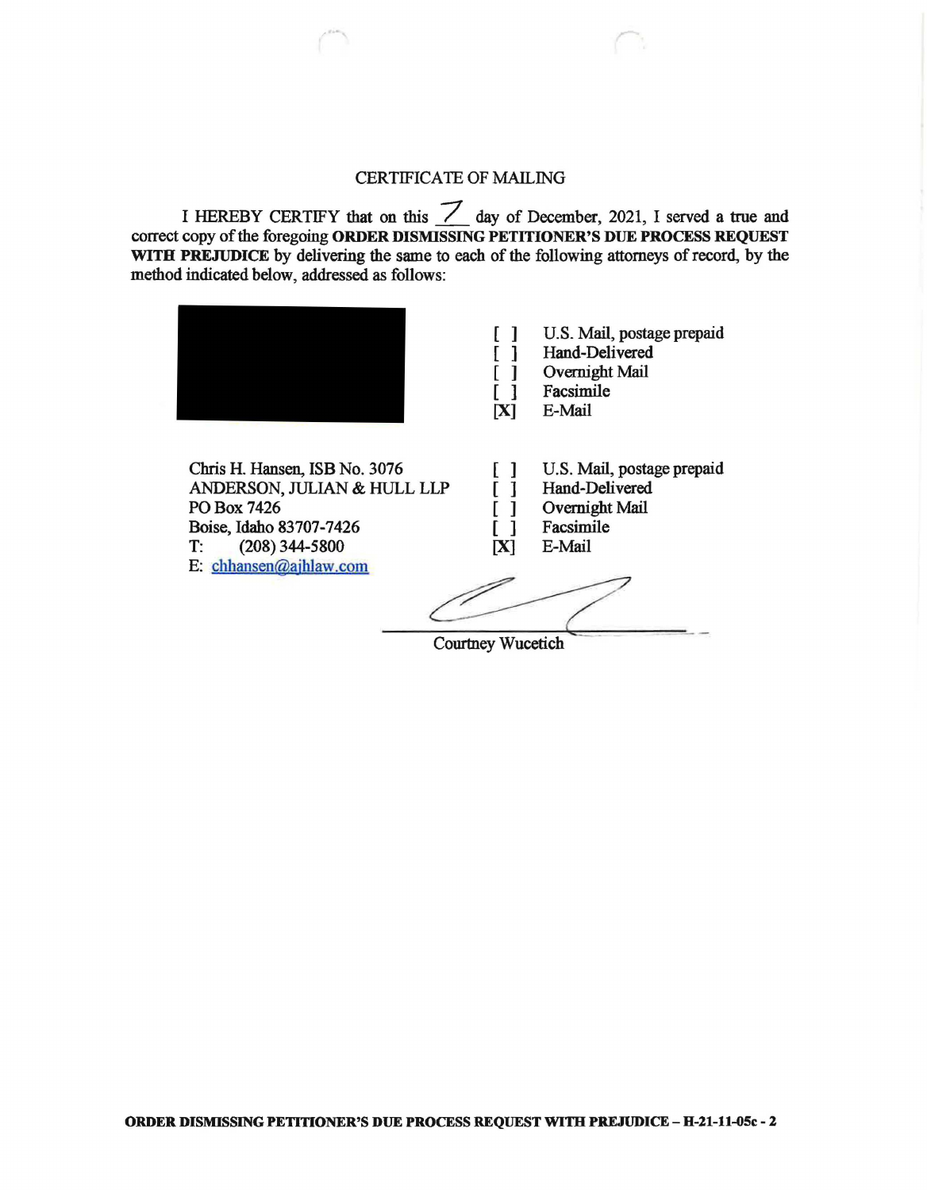## CERTIFICATE OF MAILING

I HEREBY CERTIFY that on this 7 day of December, 2021, I served a true and correct copy of the foregoing **ORDER DISMISSING PETITIONER'S DUE PROCESS REQUEST WITH PREJUDICE** by delivering the same to each of the following attorneys of record, by the method indicated below, addressed as follows:

[ ] U.S. Mail, postage prepaid
[ ] Hand-Delivered
[ ] Overnight Mail
[ ] Facsimile
[X] E-Mail

Chris H. Hansen, ISB No. 3076
ANDERSON, JULIAN & HULL LLP
PO Box 7426
Boise, Idaho 83707-7426
T: (208) 344-5800
E: chhansen@ajhlaw.com

[ ] U.S. Mail, postage prepaid
[ ] Hand-Delivered
[ ] Overnight Mail
[ ] Facsimile
[X] E-Mail

Courtney Wucetich

ORDER DISMISSING PETITIONER'S DUE PROCESS REQUEST WITH PREJUDICE – H-21-11-05c - 2